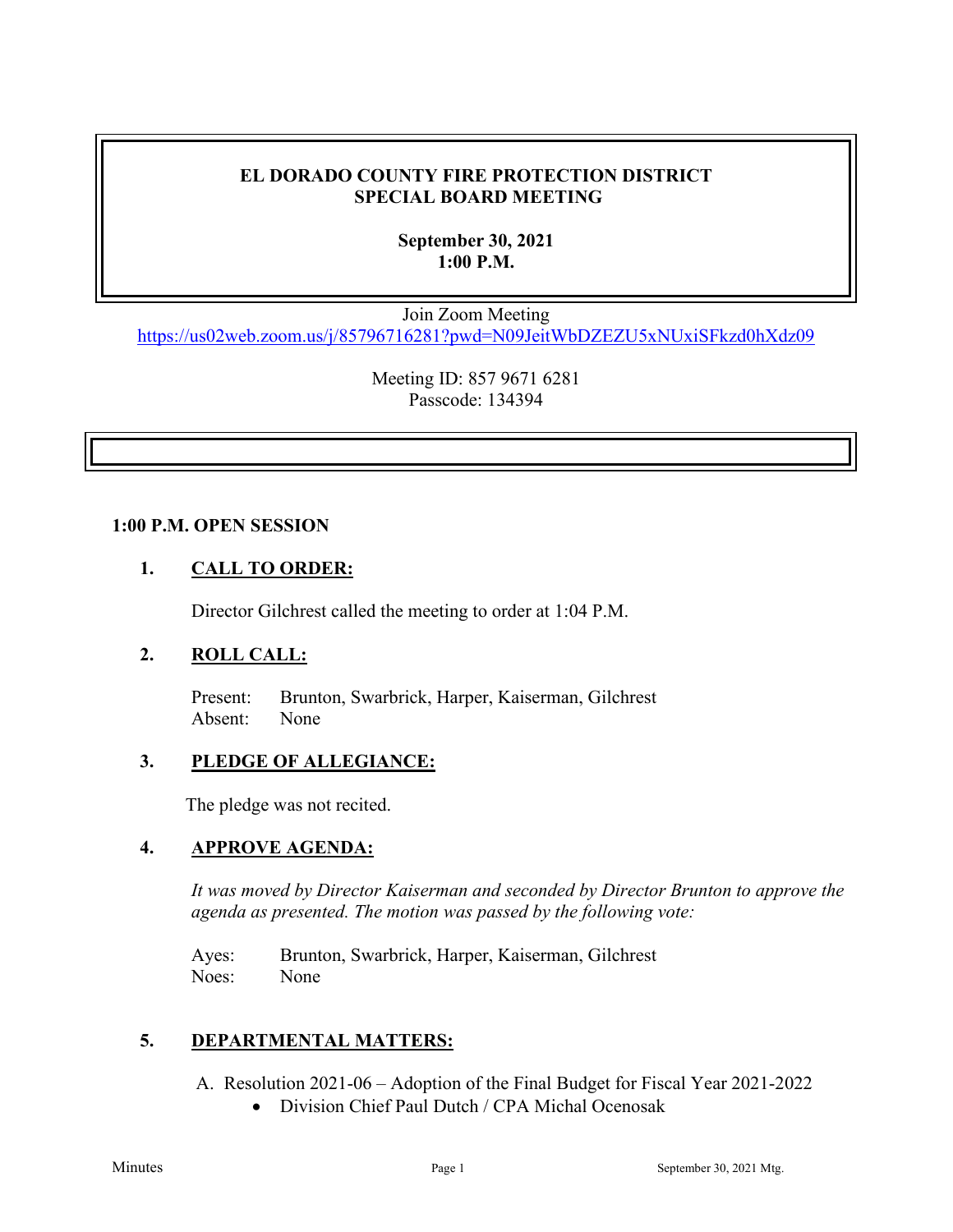# EL DORADO COUNTY FIRE PROTECTION DISTRICT
# SPECIAL BOARD MEETING

**September 30, 2021**
**1:00 P.M.**

Join Zoom Meeting
https://us02web.zoom.us/j/85796716281?pwd=N09JeitWbDZEZU5xNUxiSFkzd0hXdz09

Meeting ID: 857 9671 6281
Passcode: 134394

## 1:00 P.M. OPEN SESSION

### 1. CALL TO ORDER:

Director Gilchrest called the meeting to order at 1:04 P.M.

### 2. ROLL CALL:

Present: Brunton, Swarbrick, Harper, Kaiserman, Gilchrest
Absent: None

### 3. PLEDGE OF ALLEGIANCE:

The pledge was not recited.

### 4. APPROVE AGENDA:

*It was moved by Director Kaiserman and seconded by Director Brunton to approve the agenda as presented. The motion was passed by the following vote:*

Ayes: Brunton, Swarbrick, Harper, Kaiserman, Gilchrest
Noes: None

### 5. DEPARTMENTAL MATTERS:

A. Resolution 2021-06 – Adoption of the Final Budget for Fiscal Year 2021-2022
- Division Chief Paul Dutch / CPA Michal Ocenosak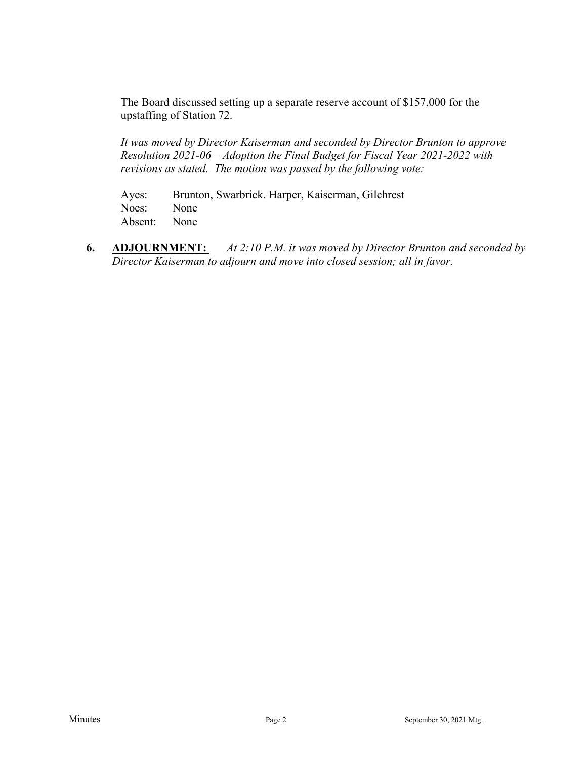The Board discussed setting up a separate reserve account of $157,000 for the upstaffing of Station 72.

*It was moved by Director Kaiserman and seconded by Director Brunton to approve Resolution 2021-06 – Adoption the Final Budget for Fiscal Year 2021-2022 with revisions as stated. The motion was passed by the following vote:*

Ayes: Brunton, Swarbrick. Harper, Kaiserman, Gilchrest
Noes: None
Absent: None

**6. ADJOURNMENT:** *At 2:10 P.M. it was moved by Director Brunton and seconded by Director Kaiserman to adjourn and move into closed session; all in favor.*